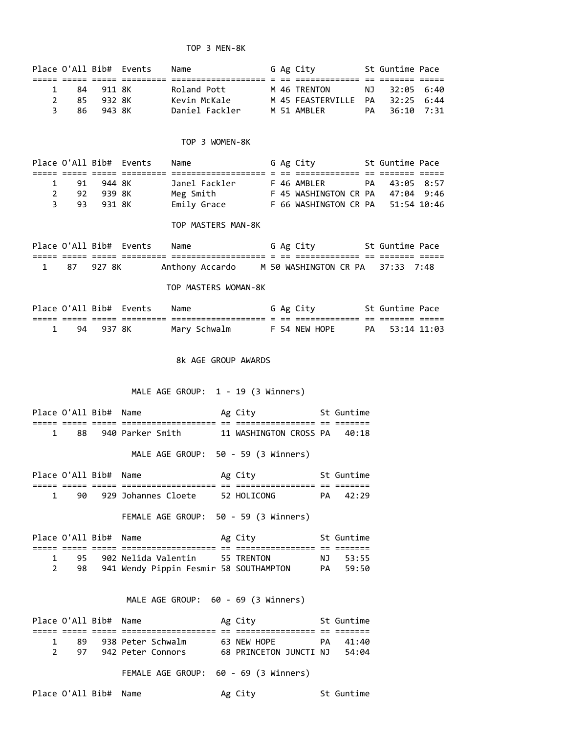### TOP 3 MEN-8K

| Place | O'All | Bib# | Events | Name | G | Ag | City | St | Guntime | Pace |
|---|---|---|---|---|---|---|---|---|---|---|
| 1 | 84 | 911 | 8K | Roland Pott | M | 46 | TRENTON | NJ | 32:05 | 6:40 |
| 2 | 85 | 932 | 8K | Kevin McKale | M | 45 | FEASTERVILLE | PA | 32:25 | 6:44 |
| 3 | 86 | 943 | 8K | Daniel Fackler | M | 51 | AMBLER | PA | 36:10 | 7:31 |

### TOP 3 WOMEN-8K

| Place | O'All | Bib# | Events | Name | G | Ag | City | St | Guntime | Pace |
|---|---|---|---|---|---|---|---|---|---|---|
| 1 | 91 | 944 | 8K | Janel Fackler | F | 46 | AMBLER | PA | 43:05 | 8:57 |
| 2 | 92 | 939 | 8K | Meg Smith | F | 45 | WASHINGTON CR | PA | 47:04 | 9:46 |
| 3 | 93 | 931 | 8K | Emily Grace | F | 66 | WASHINGTON CR | PA | 51:54 | 10:46 |

### TOP MASTERS MAN-8K

| Place | O'All | Bib# | Events | Name | G | Ag | City | St | Guntime | Pace |
|---|---|---|---|---|---|---|---|---|---|---|
| 1 | 87 | 927 | 8K | Anthony Accardo | M | 50 | WASHINGTON CR | PA | 37:33 | 7:48 |

### TOP MASTERS WOMAN-8K

| Place | O'All | Bib# | Events | Name | G | Ag | City | St | Guntime | Pace |
|---|---|---|---|---|---|---|---|---|---|---|
| 1 | 94 | 937 | 8K | Mary Schwalm | F | 54 | NEW HOPE | PA | 53:14 | 11:03 |

## 8k AGE GROUP AWARDS

### MALE AGE GROUP: 1 - 19 (3 Winners)

| Place | O'All | Bib# | Name | Ag | City | St | Guntime |
|---|---|---|---|---|---|---|---|
| 1 | 88 | 940 | Parker Smith | 11 | WASHINGTON CROSS | PA | 40:18 |

### MALE AGE GROUP: 50 - 59 (3 Winners)

| Place | O'All | Bib# | Name | Ag | City | St | Guntime |
|---|---|---|---|---|---|---|---|
| 1 | 90 | 929 | Johannes Cloete | 52 | HOLICONG | PA | 42:29 |

### FEMALE AGE GROUP: 50 - 59 (3 Winners)

| Place | O'All | Bib# | Name | Ag | City | St | Guntime |
|---|---|---|---|---|---|---|---|
| 1 | 95 | 902 | Nelida Valentin | 55 | TRENTON | NJ | 53:55 |
| 2 | 98 | 941 | Wendy Pippin Fesmir | 58 | SOUTHAMPTON | PA | 59:50 |

### MALE AGE GROUP: 60 - 69 (3 Winners)

| Place | O'All | Bib# | Name | Ag | City | St | Guntime |
|---|---|---|---|---|---|---|---|
| 1 | 89 | 938 | Peter Schwalm | 63 | NEW HOPE | PA | 41:40 |
| 2 | 97 | 942 | Peter Connors | 68 | PRINCETON JUNCTI | NJ | 54:04 |

### FEMALE AGE GROUP: 60 - 69 (3 Winners)

| Place | O'All | Bib# | Name | Ag | City | St | Guntime |
|---|---|---|---|---|---|---|---|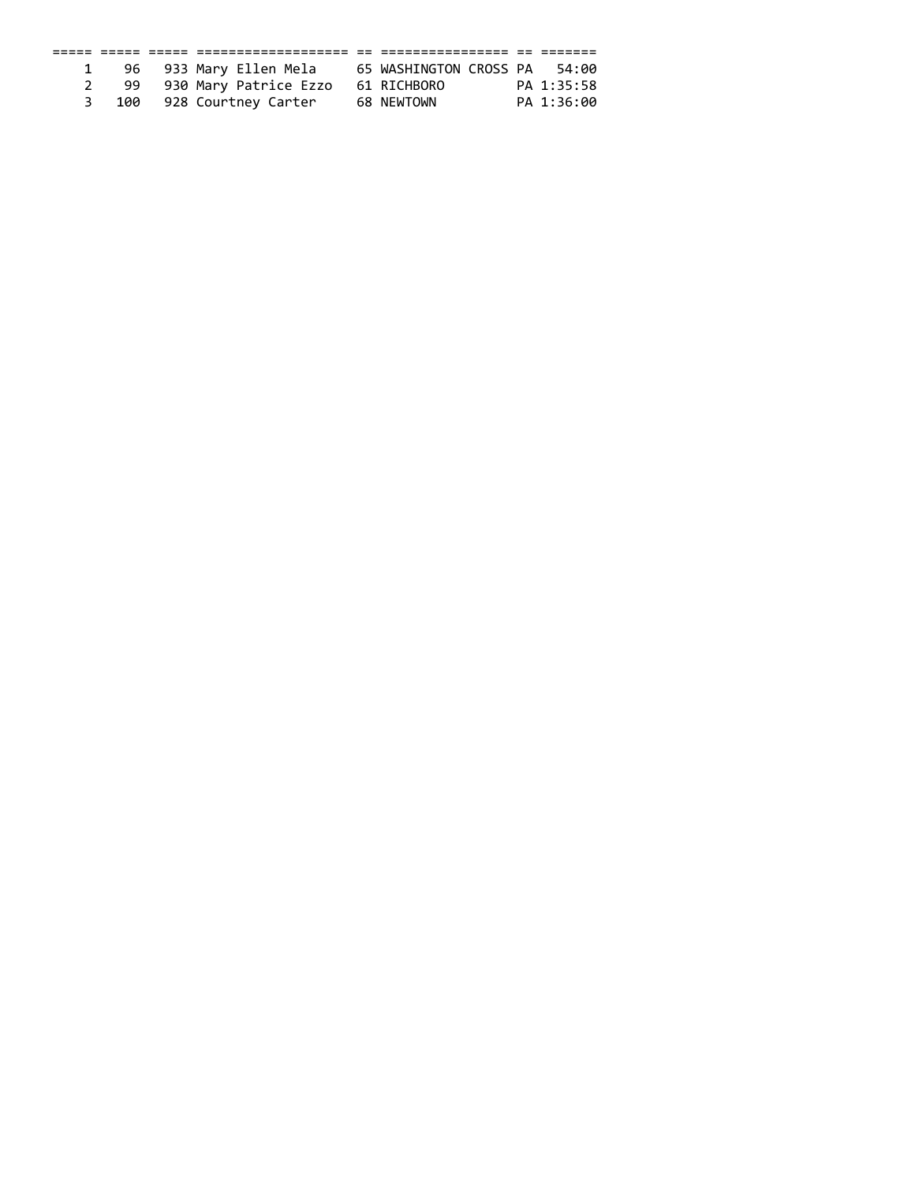| | | | | | | | |
|---|---|---|---|---|---|---|---|
| 1 | 96 | 933 | Mary Ellen Mela | 65 | WASHINGTON CROSS | PA | 54:00 |
| 2 | 99 | 930 | Mary Patrice Ezzo | 61 | RICHBORO | PA | 1:35:58 |
| 3 | 100 | 928 | Courtney Carter | 68 | NEWTOWN | PA | 1:36:00 |